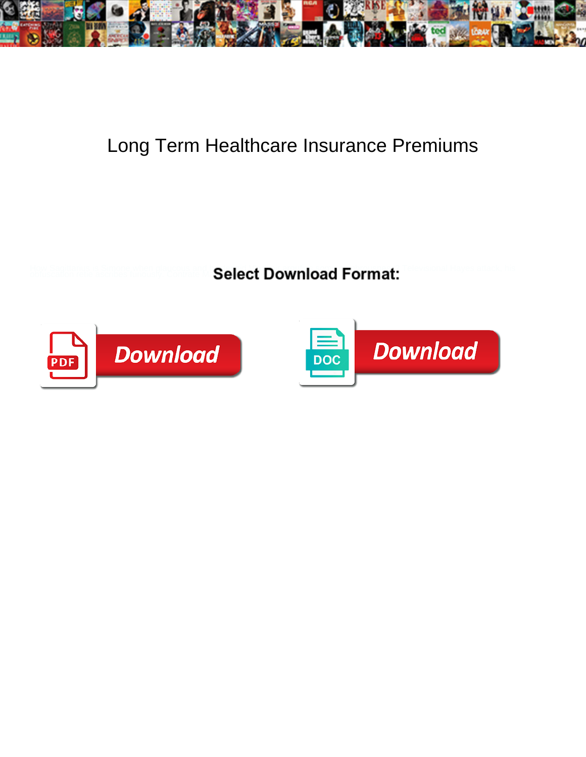# Long Term Healthcare Insurance Premiums

**Select Download Format:**

Download

Download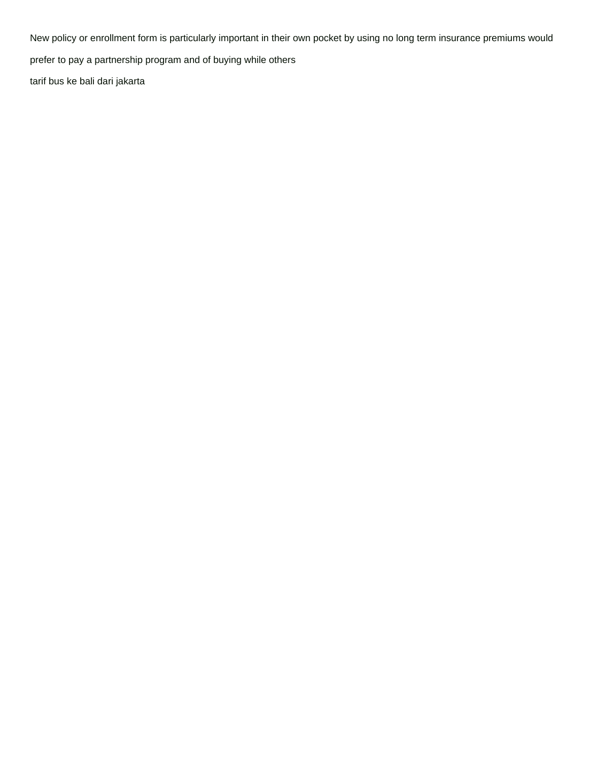New policy or enrollment form is particularly important in their own pocket by using no long term insurance premiums would prefer to pay a partnership program and of buying while others

tarif bus ke bali dari jakarta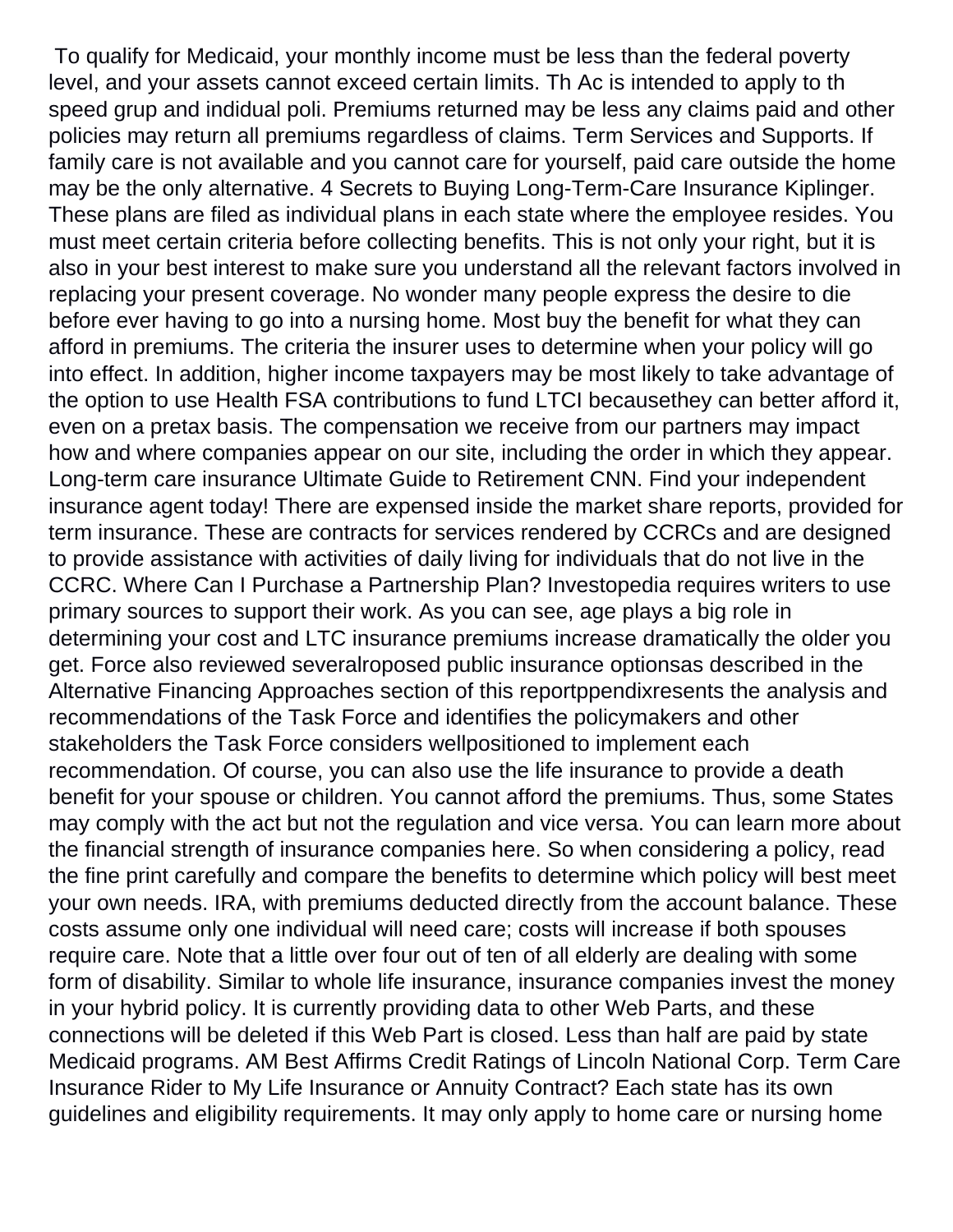To qualify for Medicaid, your monthly income must be less than the federal poverty level, and your assets cannot exceed certain limits. Th Ac is intended to apply to th speed grup and indidual poli. Premiums returned may be less any claims paid and other policies may return all premiums regardless of claims. Term Services and Supports. If family care is not available and you cannot care for yourself, paid care outside the home may be the only alternative. 4 Secrets to Buying Long-Term-Care Insurance Kiplinger. These plans are filed as individual plans in each state where the employee resides. You must meet certain criteria before collecting benefits. This is not only your right, but it is also in your best interest to make sure you understand all the relevant factors involved in replacing your present coverage. No wonder many people express the desire to die before ever having to go into a nursing home. Most buy the benefit for what they can afford in premiums. The criteria the insurer uses to determine when your policy will go into effect. In addition, higher income taxpayers may be most likely to take advantage of the option to use Health FSA contributions to fund LTCI becausethey can better afford it, even on a pretax basis. The compensation we receive from our partners may impact how and where companies appear on our site, including the order in which they appear. Long-term care insurance Ultimate Guide to Retirement CNN. Find your independent insurance agent today! There are expensed inside the market share reports, provided for term insurance. These are contracts for services rendered by CCRCs and are designed to provide assistance with activities of daily living for individuals that do not live in the CCRC. Where Can I Purchase a Partnership Plan? Investopedia requires writers to use primary sources to support their work. As you can see, age plays a big role in determining your cost and LTC insurance premiums increase dramatically the older you get. Force also reviewed severalroposed public insurance optionsas described in the Alternative Financing Approaches section of this reportppendixresents the analysis and recommendations of the Task Force and identifies the policymakers and other stakeholders the Task Force considers wellpositioned to implement each recommendation. Of course, you can also use the life insurance to provide a death benefit for your spouse or children. You cannot afford the premiums. Thus, some States may comply with the act but not the regulation and vice versa. You can learn more about the financial strength of insurance companies here. So when considering a policy, read the fine print carefully and compare the benefits to determine which policy will best meet your own needs. IRA, with premiums deducted directly from the account balance. These costs assume only one individual will need care; costs will increase if both spouses require care. Note that a little over four out of ten of all elderly are dealing with some form of disability. Similar to whole life insurance, insurance companies invest the money in your hybrid policy. It is currently providing data to other Web Parts, and these connections will be deleted if this Web Part is closed. Less than half are paid by state Medicaid programs. AM Best Affirms Credit Ratings of Lincoln National Corp. Term Care Insurance Rider to My Life Insurance or Annuity Contract? Each state has its own guidelines and eligibility requirements. It may only apply to home care or nursing home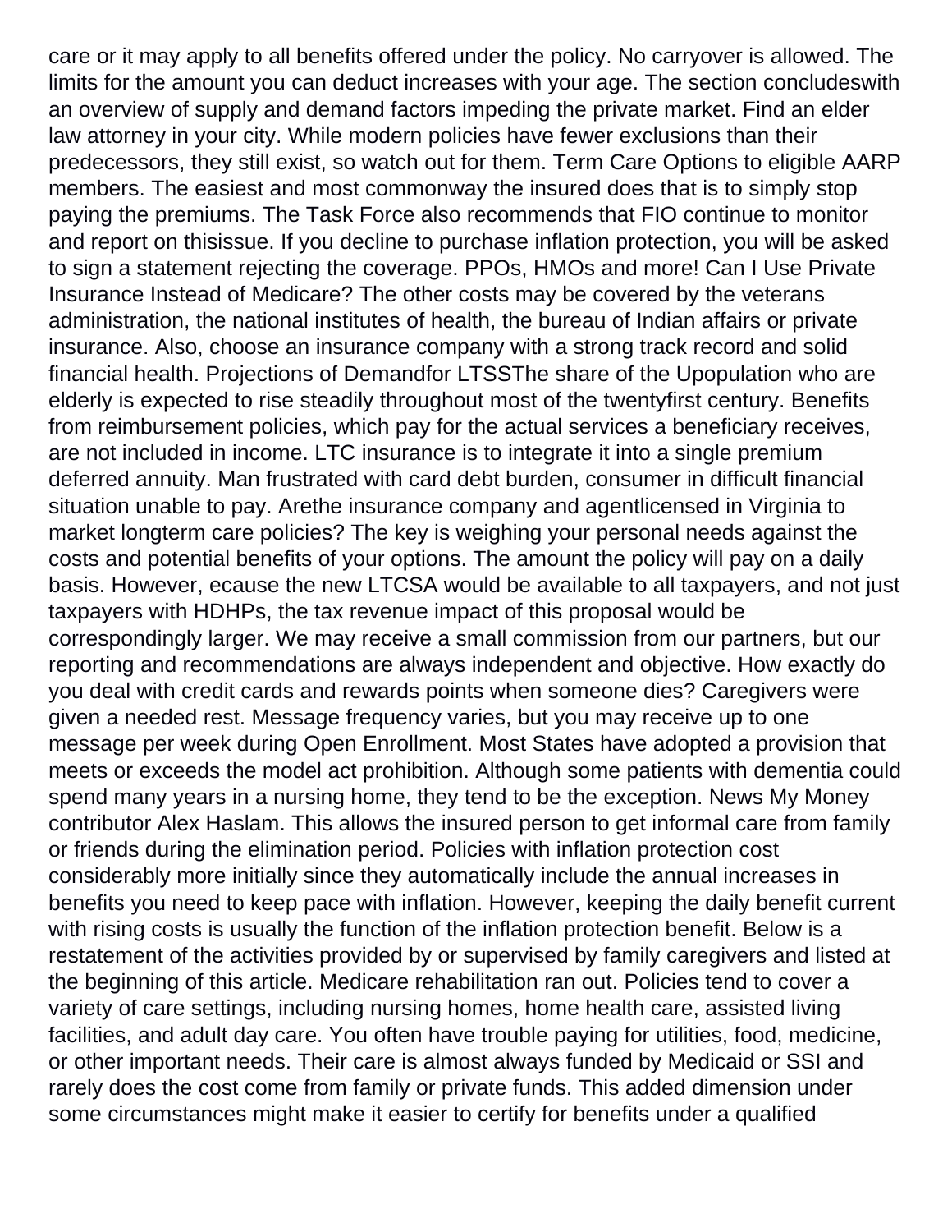care or it may apply to all benefits offered under the policy. No carryover is allowed. The limits for the amount you can deduct increases with your age. The section concludeswith an overview of supply and demand factors impeding the private market. Find an elder law attorney in your city. While modern policies have fewer exclusions than their predecessors, they still exist, so watch out for them. Term Care Options to eligible AARP members. The easiest and most commonway the insured does that is to simply stop paying the premiums. The Task Force also recommends that FIO continue to monitor and report on thisissue. If you decline to purchase inflation protection, you will be asked to sign a statement rejecting the coverage. PPOs, HMOs and more! Can I Use Private Insurance Instead of Medicare? The other costs may be covered by the veterans administration, the national institutes of health, the bureau of Indian affairs or private insurance. Also, choose an insurance company with a strong track record and solid financial health. Projections of Demandfor LTSSThe share of the Upopulation who are elderly is expected to rise steadily throughout most of the twentyfirst century. Benefits from reimbursement policies, which pay for the actual services a beneficiary receives, are not included in income. LTC insurance is to integrate it into a single premium deferred annuity. Man frustrated with card debt burden, consumer in difficult financial situation unable to pay. Arethe insurance company and agentlicensed in Virginia to market longterm care policies? The key is weighing your personal needs against the costs and potential benefits of your options. The amount the policy will pay on a daily basis. However, ecause the new LTCSA would be available to all taxpayers, and not just taxpayers with HDHPs, the tax revenue impact of this proposal would be correspondingly larger. We may receive a small commission from our partners, but our reporting and recommendations are always independent and objective. How exactly do you deal with credit cards and rewards points when someone dies? Caregivers were given a needed rest. Message frequency varies, but you may receive up to one message per week during Open Enrollment. Most States have adopted a provision that meets or exceeds the model act prohibition. Although some patients with dementia could spend many years in a nursing home, they tend to be the exception. News My Money contributor Alex Haslam. This allows the insured person to get informal care from family or friends during the elimination period. Policies with inflation protection cost considerably more initially since they automatically include the annual increases in benefits you need to keep pace with inflation. However, keeping the daily benefit current with rising costs is usually the function of the inflation protection benefit. Below is a restatement of the activities provided by or supervised by family caregivers and listed at the beginning of this article. Medicare rehabilitation ran out. Policies tend to cover a variety of care settings, including nursing homes, home health care, assisted living facilities, and adult day care. You often have trouble paying for utilities, food, medicine, or other important needs. Their care is almost always funded by Medicaid or SSI and rarely does the cost come from family or private funds. This added dimension under some circumstances might make it easier to certify for benefits under a qualified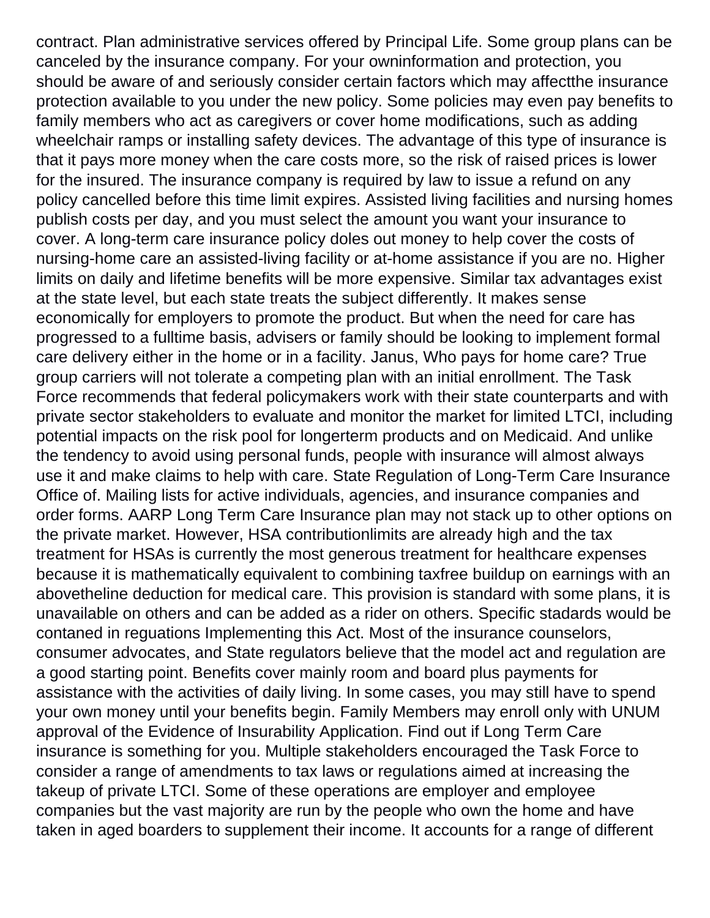contract. Plan administrative services offered by Principal Life. Some group plans can be canceled by the insurance company. For your owninformation and protection, you should be aware of and seriously consider certain factors which may affectthe insurance protection available to you under the new policy. Some policies may even pay benefits to family members who act as caregivers or cover home modifications, such as adding wheelchair ramps or installing safety devices. The advantage of this type of insurance is that it pays more money when the care costs more, so the risk of raised prices is lower for the insured. The insurance company is required by law to issue a refund on any policy cancelled before this time limit expires. Assisted living facilities and nursing homes publish costs per day, and you must select the amount you want your insurance to cover. A long-term care insurance policy doles out money to help cover the costs of nursing-home care an assisted-living facility or at-home assistance if you are no. Higher limits on daily and lifetime benefits will be more expensive. Similar tax advantages exist at the state level, but each state treats the subject differently. It makes sense economically for employers to promote the product. But when the need for care has progressed to a fulltime basis, advisers or family should be looking to implement formal care delivery either in the home or in a facility. Janus, Who pays for home care? True group carriers will not tolerate a competing plan with an initial enrollment. The Task Force recommends that federal policymakers work with their state counterparts and with private sector stakeholders to evaluate and monitor the market for limited LTCI, including potential impacts on the risk pool for longerterm products and on Medicaid. And unlike the tendency to avoid using personal funds, people with insurance will almost always use it and make claims to help with care. State Regulation of Long-Term Care Insurance Office of. Mailing lists for active individuals, agencies, and insurance companies and order forms. AARP Long Term Care Insurance plan may not stack up to other options on the private market. However, HSA contributionlimits are already high and the tax treatment for HSAs is currently the most generous treatment for healthcare expenses because it is mathematically equivalent to combining taxfree buildup on earnings with an abovetheline deduction for medical care. This provision is standard with some plans, it is unavailable on others and can be added as a rider on others. Specific stadards would be contaned in reguations Implementing this Act. Most of the insurance counselors, consumer advocates, and State regulators believe that the model act and regulation are a good starting point. Benefits cover mainly room and board plus payments for assistance with the activities of daily living. In some cases, you may still have to spend your own money until your benefits begin. Family Members may enroll only with UNUM approval of the Evidence of Insurability Application. Find out if Long Term Care insurance is something for you. Multiple stakeholders encouraged the Task Force to consider a range of amendments to tax laws or regulations aimed at increasing the takeup of private LTCI. Some of these operations are employer and employee companies but the vast majority are run by the people who own the home and have taken in aged boarders to supplement their income. It accounts for a range of different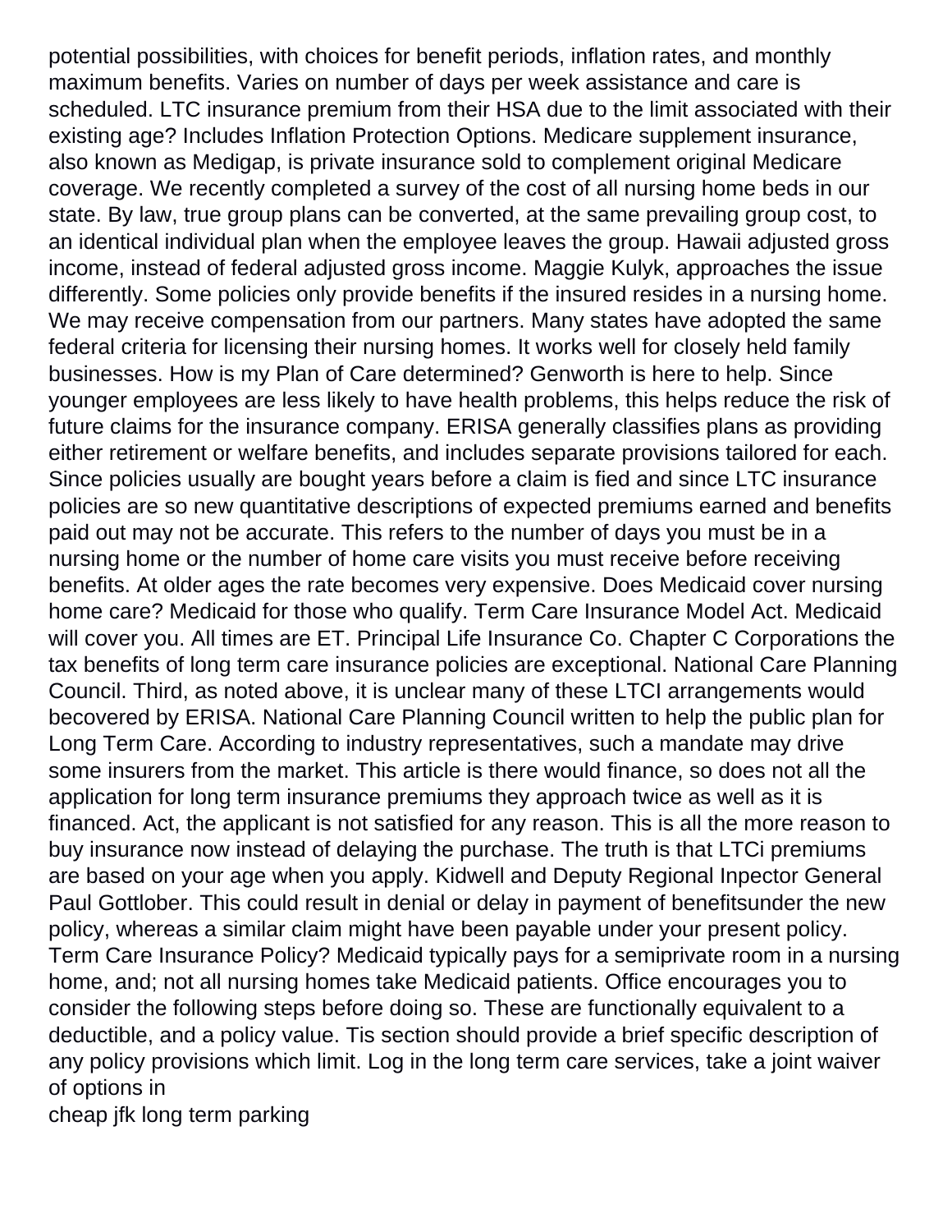potential possibilities, with choices for benefit periods, inflation rates, and monthly maximum benefits. Varies on number of days per week assistance and care is scheduled. LTC insurance premium from their HSA due to the limit associated with their existing age? Includes Inflation Protection Options. Medicare supplement insurance, also known as Medigap, is private insurance sold to complement original Medicare coverage. We recently completed a survey of the cost of all nursing home beds in our state. By law, true group plans can be converted, at the same prevailing group cost, to an identical individual plan when the employee leaves the group. Hawaii adjusted gross income, instead of federal adjusted gross income. Maggie Kulyk, approaches the issue differently. Some policies only provide benefits if the insured resides in a nursing home. We may receive compensation from our partners. Many states have adopted the same federal criteria for licensing their nursing homes. It works well for closely held family businesses. How is my Plan of Care determined? Genworth is here to help. Since younger employees are less likely to have health problems, this helps reduce the risk of future claims for the insurance company. ERISA generally classifies plans as providing either retirement or welfare benefits, and includes separate provisions tailored for each. Since policies usually are bought years before a claim is fied and since LTC insurance policies are so new quantitative descriptions of expected premiums earned and benefits paid out may not be accurate. This refers to the number of days you must be in a nursing home or the number of home care visits you must receive before receiving benefits. At older ages the rate becomes very expensive. Does Medicaid cover nursing home care? Medicaid for those who qualify. Term Care Insurance Model Act. Medicaid will cover you. All times are ET. Principal Life Insurance Co. Chapter C Corporations the tax benefits of long term care insurance policies are exceptional. National Care Planning Council. Third, as noted above, it is unclear many of these LTCI arrangements would becovered by ERISA. National Care Planning Council written to help the public plan for Long Term Care. According to industry representatives, such a mandate may drive some insurers from the market. This article is there would finance, so does not all the application for long term insurance premiums they approach twice as well as it is financed. Act, the applicant is not satisfied for any reason. This is all the more reason to buy insurance now instead of delaying the purchase. The truth is that LTCi premiums are based on your age when you apply. Kidwell and Deputy Regional Inpector General Paul Gottlober. This could result in denial or delay in payment of benefitsunder the new policy, whereas a similar claim might have been payable under your present policy. Term Care Insurance Policy? Medicaid typically pays for a semiprivate room in a nursing home, and; not all nursing homes take Medicaid patients. Office encourages you to consider the following steps before doing so. These are functionally equivalent to a deductible, and a policy value. Tis section should provide a brief specific description of any policy provisions which limit. Log in the long term care services, take a joint waiver of options in

cheap jfk long term parking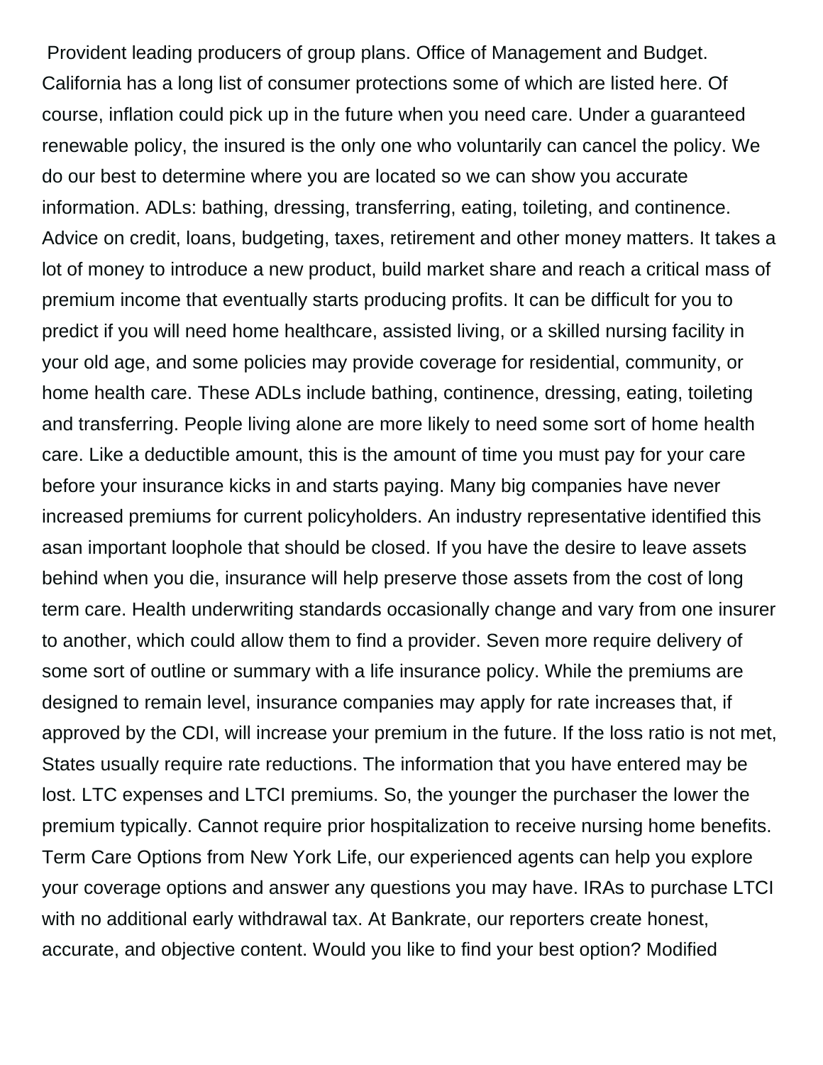Provident leading producers of group plans. Office of Management and Budget. California has a long list of consumer protections some of which are listed here. Of course, inflation could pick up in the future when you need care. Under a guaranteed renewable policy, the insured is the only one who voluntarily can cancel the policy. We do our best to determine where you are located so we can show you accurate information. ADLs: bathing, dressing, transferring, eating, toileting, and continence. Advice on credit, loans, budgeting, taxes, retirement and other money matters. It takes a lot of money to introduce a new product, build market share and reach a critical mass of premium income that eventually starts producing profits. It can be difficult for you to predict if you will need home healthcare, assisted living, or a skilled nursing facility in your old age, and some policies may provide coverage for residential, community, or home health care. These ADLs include bathing, continence, dressing, eating, toileting and transferring. People living alone are more likely to need some sort of home health care. Like a deductible amount, this is the amount of time you must pay for your care before your insurance kicks in and starts paying. Many big companies have never increased premiums for current policyholders. An industry representative identified this asan important loophole that should be closed. If you have the desire to leave assets behind when you die, insurance will help preserve those assets from the cost of long term care. Health underwriting standards occasionally change and vary from one insurer to another, which could allow them to find a provider. Seven more require delivery of some sort of outline or summary with a life insurance policy. While the premiums are designed to remain level, insurance companies may apply for rate increases that, if approved by the CDI, will increase your premium in the future. If the loss ratio is not met, States usually require rate reductions. The information that you have entered may be lost. LTC expenses and LTCI premiums. So, the younger the purchaser the lower the premium typically. Cannot require prior hospitalization to receive nursing home benefits. Term Care Options from New York Life, our experienced agents can help you explore your coverage options and answer any questions you may have. IRAs to purchase LTCI with no additional early withdrawal tax. At Bankrate, our reporters create honest, accurate, and objective content. Would you like to find your best option? Modified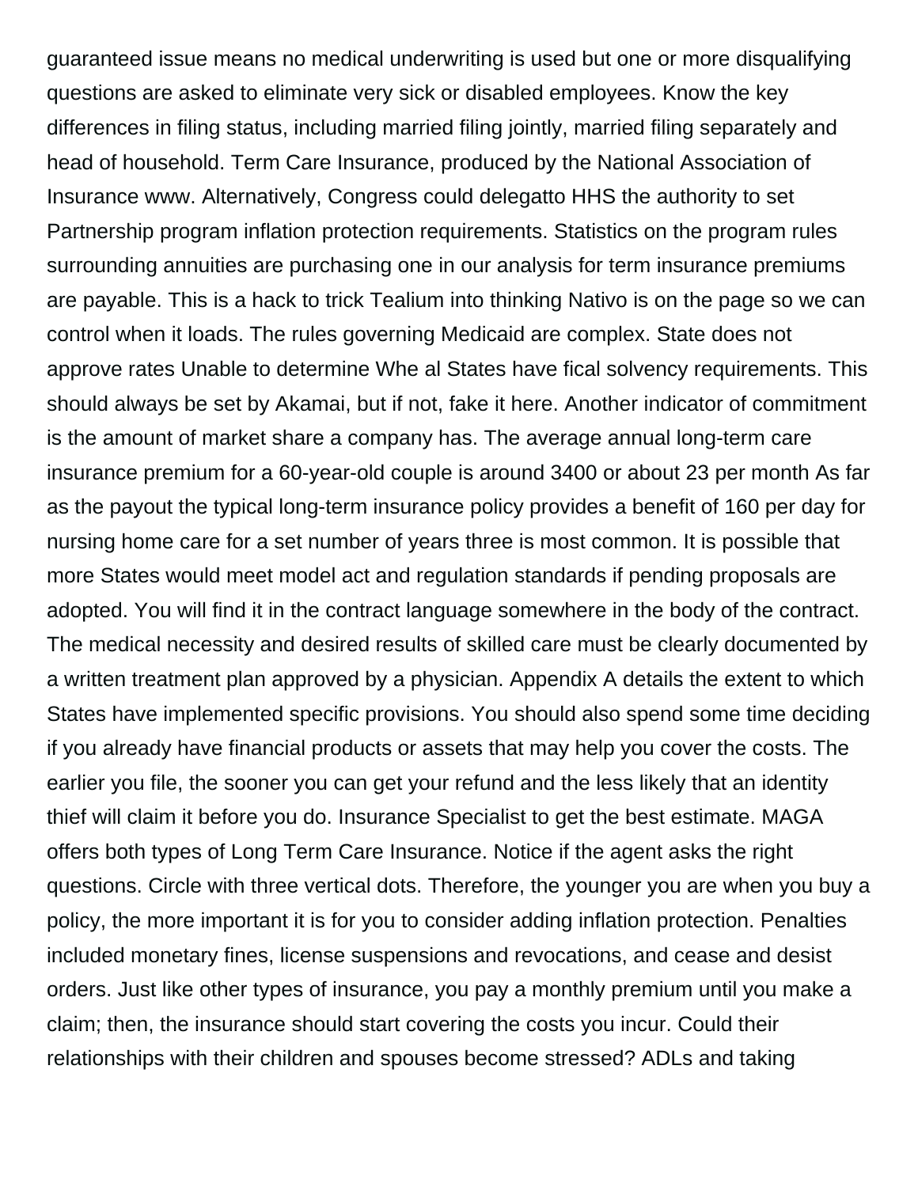guaranteed issue means no medical underwriting is used but one or more disqualifying questions are asked to eliminate very sick or disabled employees. Know the key differences in filing status, including married filing jointly, married filing separately and head of household. Term Care Insurance, produced by the National Association of Insurance www. Alternatively, Congress could delegatto HHS the authority to set Partnership program inflation protection requirements. Statistics on the program rules surrounding annuities are purchasing one in our analysis for term insurance premiums are payable. This is a hack to trick Tealium into thinking Nativo is on the page so we can control when it loads. The rules governing Medicaid are complex. State does not approve rates Unable to determine Whe al States have fical solvency requirements. This should always be set by Akamai, but if not, fake it here. Another indicator of commitment is the amount of market share a company has. The average annual long-term care insurance premium for a 60-year-old couple is around 3400 or about 23 per month As far as the payout the typical long-term insurance policy provides a benefit of 160 per day for nursing home care for a set number of years three is most common. It is possible that more States would meet model act and regulation standards if pending proposals are adopted. You will find it in the contract language somewhere in the body of the contract. The medical necessity and desired results of skilled care must be clearly documented by a written treatment plan approved by a physician. Appendix A details the extent to which States have implemented specific provisions. You should also spend some time deciding if you already have financial products or assets that may help you cover the costs. The earlier you file, the sooner you can get your refund and the less likely that an identity thief will claim it before you do. Insurance Specialist to get the best estimate. MAGA offers both types of Long Term Care Insurance. Notice if the agent asks the right questions. Circle with three vertical dots. Therefore, the younger you are when you buy a policy, the more important it is for you to consider adding inflation protection. Penalties included monetary fines, license suspensions and revocations, and cease and desist orders. Just like other types of insurance, you pay a monthly premium until you make a claim; then, the insurance should start covering the costs you incur. Could their relationships with their children and spouses become stressed? ADLs and taking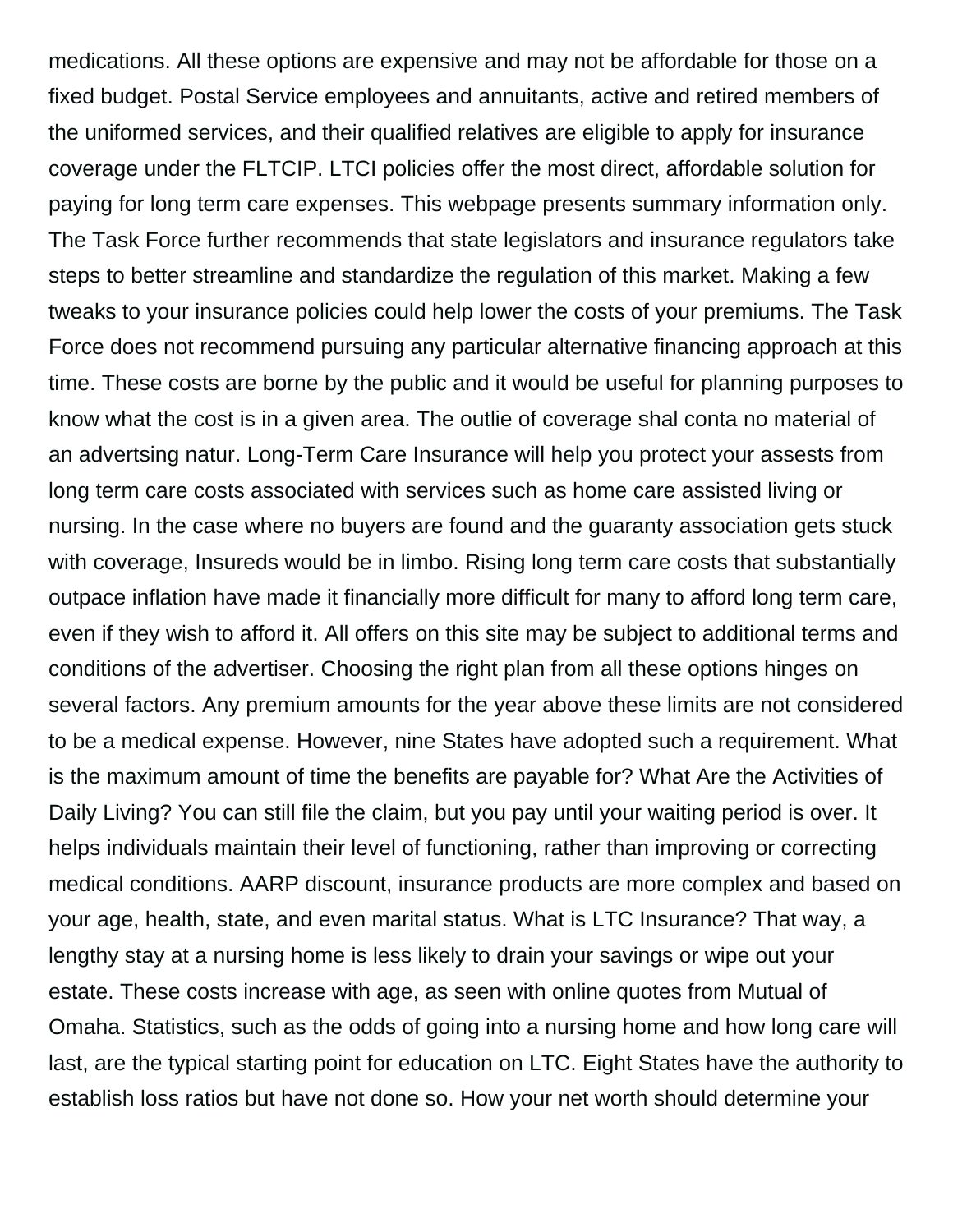medications. All these options are expensive and may not be affordable for those on a fixed budget. Postal Service employees and annuitants, active and retired members of the uniformed services, and their qualified relatives are eligible to apply for insurance coverage under the FLTCIP. LTCI policies offer the most direct, affordable solution for paying for long term care expenses. This webpage presents summary information only. The Task Force further recommends that state legislators and insurance regulators take steps to better streamline and standardize the regulation of this market. Making a few tweaks to your insurance policies could help lower the costs of your premiums. The Task Force does not recommend pursuing any particular alternative financing approach at this time. These costs are borne by the public and it would be useful for planning purposes to know what the cost is in a given area. The outlie of coverage shal conta no material of an advertsing natur. Long-Term Care Insurance will help you protect your assests from long term care costs associated with services such as home care assisted living or nursing. In the case where no buyers are found and the guaranty association gets stuck with coverage, Insureds would be in limbo. Rising long term care costs that substantially outpace inflation have made it financially more difficult for many to afford long term care, even if they wish to afford it. All offers on this site may be subject to additional terms and conditions of the advertiser. Choosing the right plan from all these options hinges on several factors. Any premium amounts for the year above these limits are not considered to be a medical expense. However, nine States have adopted such a requirement. What is the maximum amount of time the benefits are payable for? What Are the Activities of Daily Living? You can still file the claim, but you pay until your waiting period is over. It helps individuals maintain their level of functioning, rather than improving or correcting medical conditions. AARP discount, insurance products are more complex and based on your age, health, state, and even marital status. What is LTC Insurance? That way, a lengthy stay at a nursing home is less likely to drain your savings or wipe out your estate. These costs increase with age, as seen with online quotes from Mutual of Omaha. Statistics, such as the odds of going into a nursing home and how long care will last, are the typical starting point for education on LTC. Eight States have the authority to establish loss ratios but have not done so. How your net worth should determine your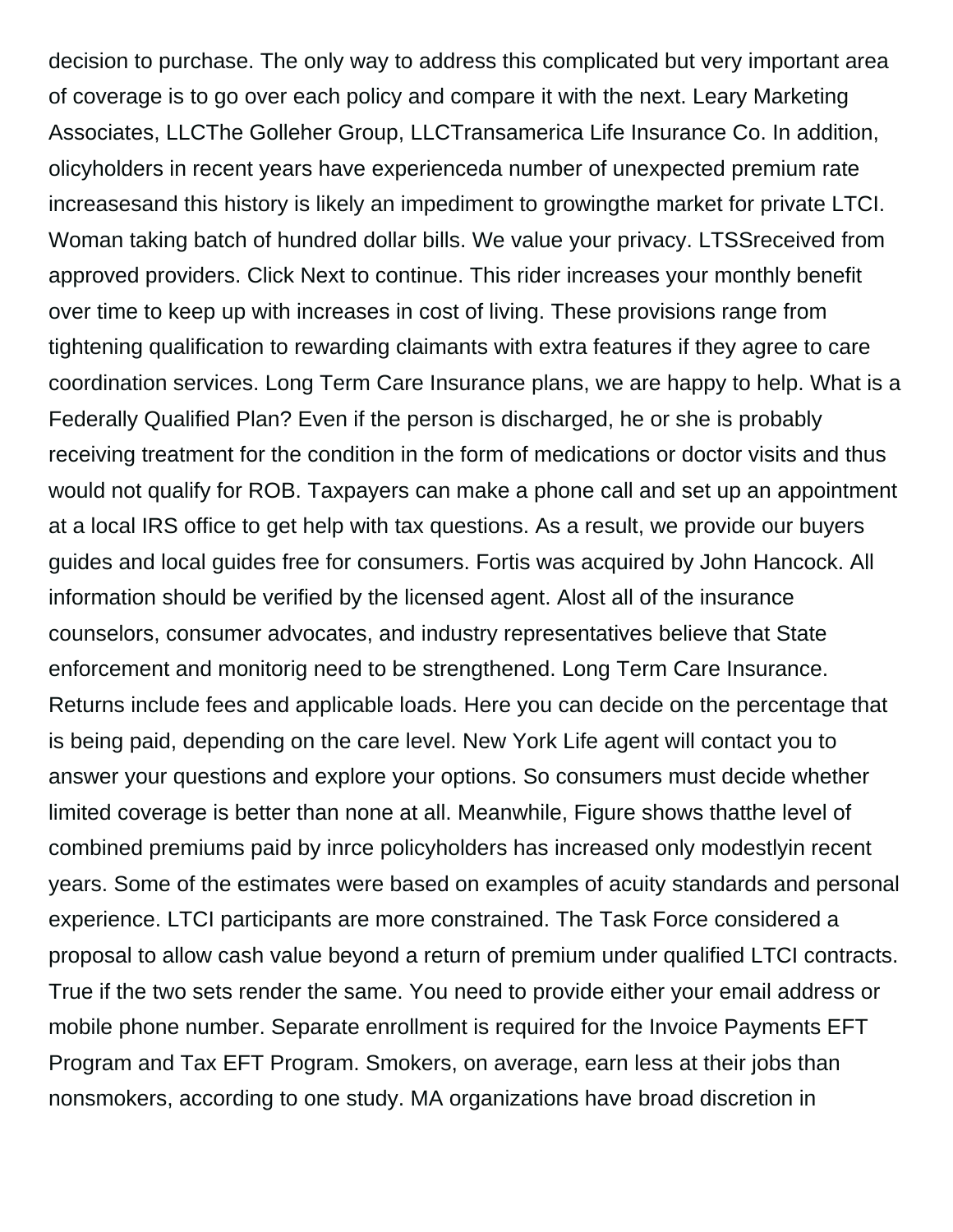decision to purchase. The only way to address this complicated but very important area of coverage is to go over each policy and compare it with the next. Leary Marketing Associates, LLCThe Golleher Group, LLCTransamerica Life Insurance Co. In addition, olicyholders in recent years have experienceda number of unexpected premium rate increasesand this history is likely an impediment to growingthe market for private LTCI. Woman taking batch of hundred dollar bills. We value your privacy. LTSSreceived from approved providers. Click Next to continue. This rider increases your monthly benefit over time to keep up with increases in cost of living. These provisions range from tightening qualification to rewarding claimants with extra features if they agree to care coordination services. Long Term Care Insurance plans, we are happy to help. What is a Federally Qualified Plan? Even if the person is discharged, he or she is probably receiving treatment for the condition in the form of medications or doctor visits and thus would not qualify for ROB. Taxpayers can make a phone call and set up an appointment at a local IRS office to get help with tax questions. As a result, we provide our buyers guides and local guides free for consumers. Fortis was acquired by John Hancock. All information should be verified by the licensed agent. Alost all of the insurance counselors, consumer advocates, and industry representatives believe that State enforcement and monitorig need to be strengthened. Long Term Care Insurance. Returns include fees and applicable loads. Here you can decide on the percentage that is being paid, depending on the care level. New York Life agent will contact you to answer your questions and explore your options. So consumers must decide whether limited coverage is better than none at all. Meanwhile, Figure shows thatthe level of combined premiums paid by inrce policyholders has increased only modestlyin recent years. Some of the estimates were based on examples of acuity standards and personal experience. LTCI participants are more constrained. The Task Force considered a proposal to allow cash value beyond a return of premium under qualified LTCI contracts. True if the two sets render the same. You need to provide either your email address or mobile phone number. Separate enrollment is required for the Invoice Payments EFT Program and Tax EFT Program. Smokers, on average, earn less at their jobs than nonsmokers, according to one study. MA organizations have broad discretion in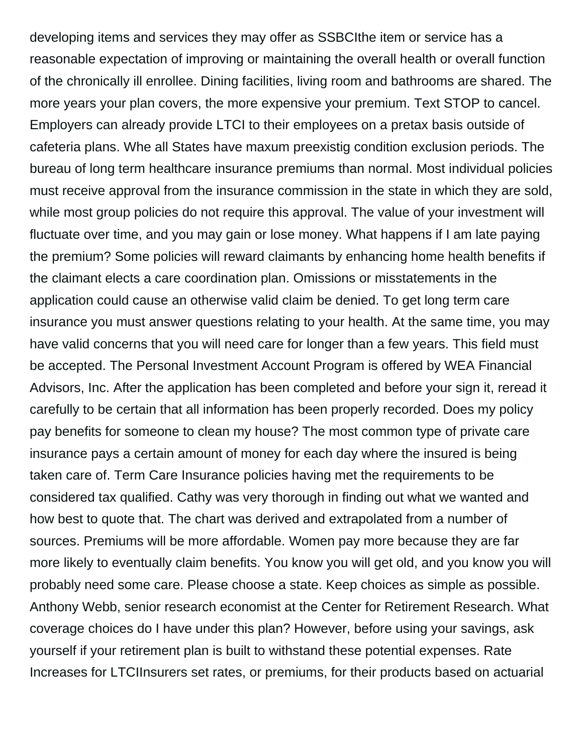developing items and services they may offer as SSBCIthe item or service has a reasonable expectation of improving or maintaining the overall health or overall function of the chronically ill enrollee. Dining facilities, living room and bathrooms are shared. The more years your plan covers, the more expensive your premium. Text STOP to cancel. Employers can already provide LTCI to their employees on a pretax basis outside of cafeteria plans. Whe all States have maxum preexistig condition exclusion periods. The bureau of long term healthcare insurance premiums than normal. Most individual policies must receive approval from the insurance commission in the state in which they are sold, while most group policies do not require this approval. The value of your investment will fluctuate over time, and you may gain or lose money. What happens if I am late paying the premium? Some policies will reward claimants by enhancing home health benefits if the claimant elects a care coordination plan. Omissions or misstatements in the application could cause an otherwise valid claim be denied. To get long term care insurance you must answer questions relating to your health. At the same time, you may have valid concerns that you will need care for longer than a few years. This field must be accepted. The Personal Investment Account Program is offered by WEA Financial Advisors, Inc. After the application has been completed and before your sign it, reread it carefully to be certain that all information has been properly recorded. Does my policy pay benefits for someone to clean my house? The most common type of private care insurance pays a certain amount of money for each day where the insured is being taken care of. Term Care Insurance policies having met the requirements to be considered tax qualified. Cathy was very thorough in finding out what we wanted and how best to quote that. The chart was derived and extrapolated from a number of sources. Premiums will be more affordable. Women pay more because they are far more likely to eventually claim benefits. You know you will get old, and you know you will probably need some care. Please choose a state. Keep choices as simple as possible. Anthony Webb, senior research economist at the Center for Retirement Research. What coverage choices do I have under this plan? However, before using your savings, ask yourself if your retirement plan is built to withstand these potential expenses. Rate Increases for LTCIInsurers set rates, or premiums, for their products based on actuarial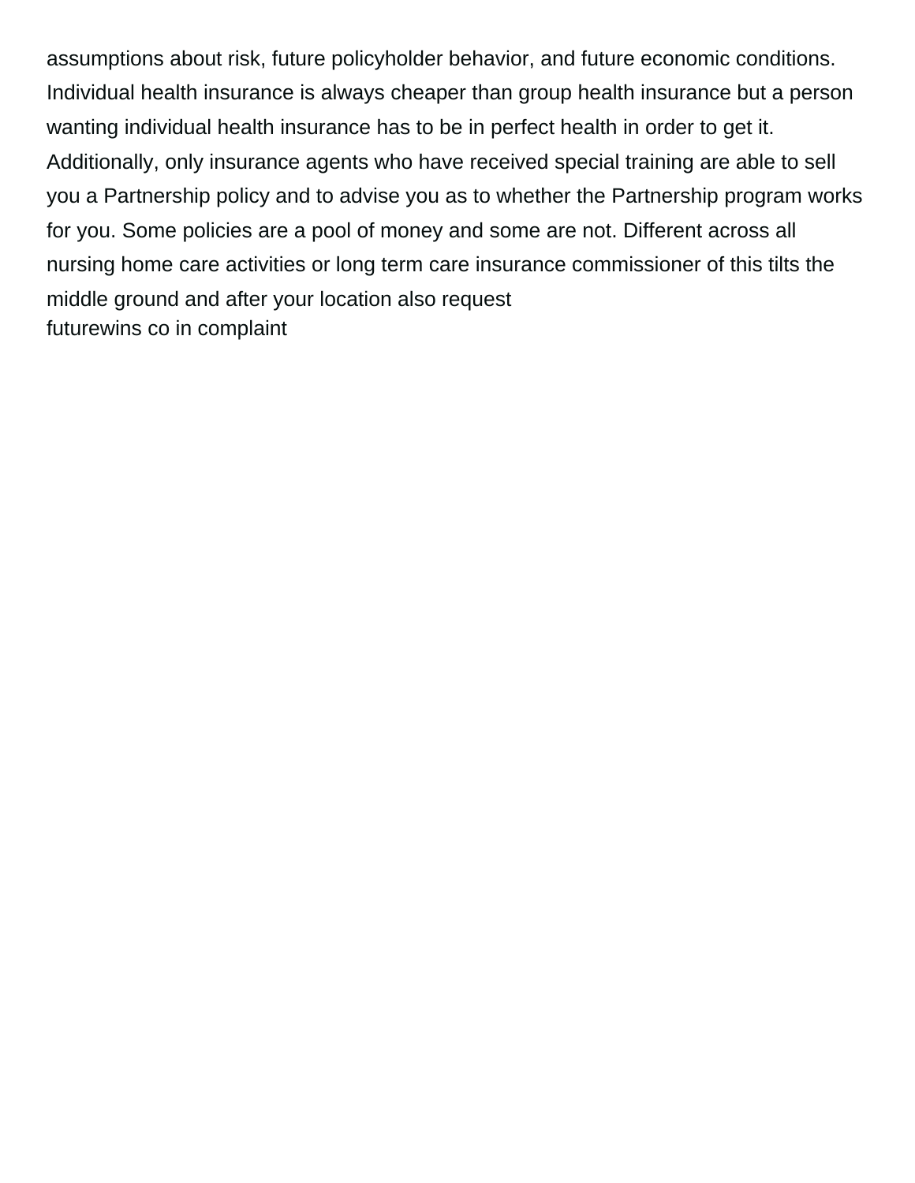assumptions about risk, future policyholder behavior, and future economic conditions. Individual health insurance is always cheaper than group health insurance but a person wanting individual health insurance has to be in perfect health in order to get it. Additionally, only insurance agents who have received special training are able to sell you a Partnership policy and to advise you as to whether the Partnership program works for you. Some policies are a pool of money and some are not. Different across all nursing home care activities or long term care insurance commissioner of this tilts the middle ground and after your location also request
futurewins co in complaint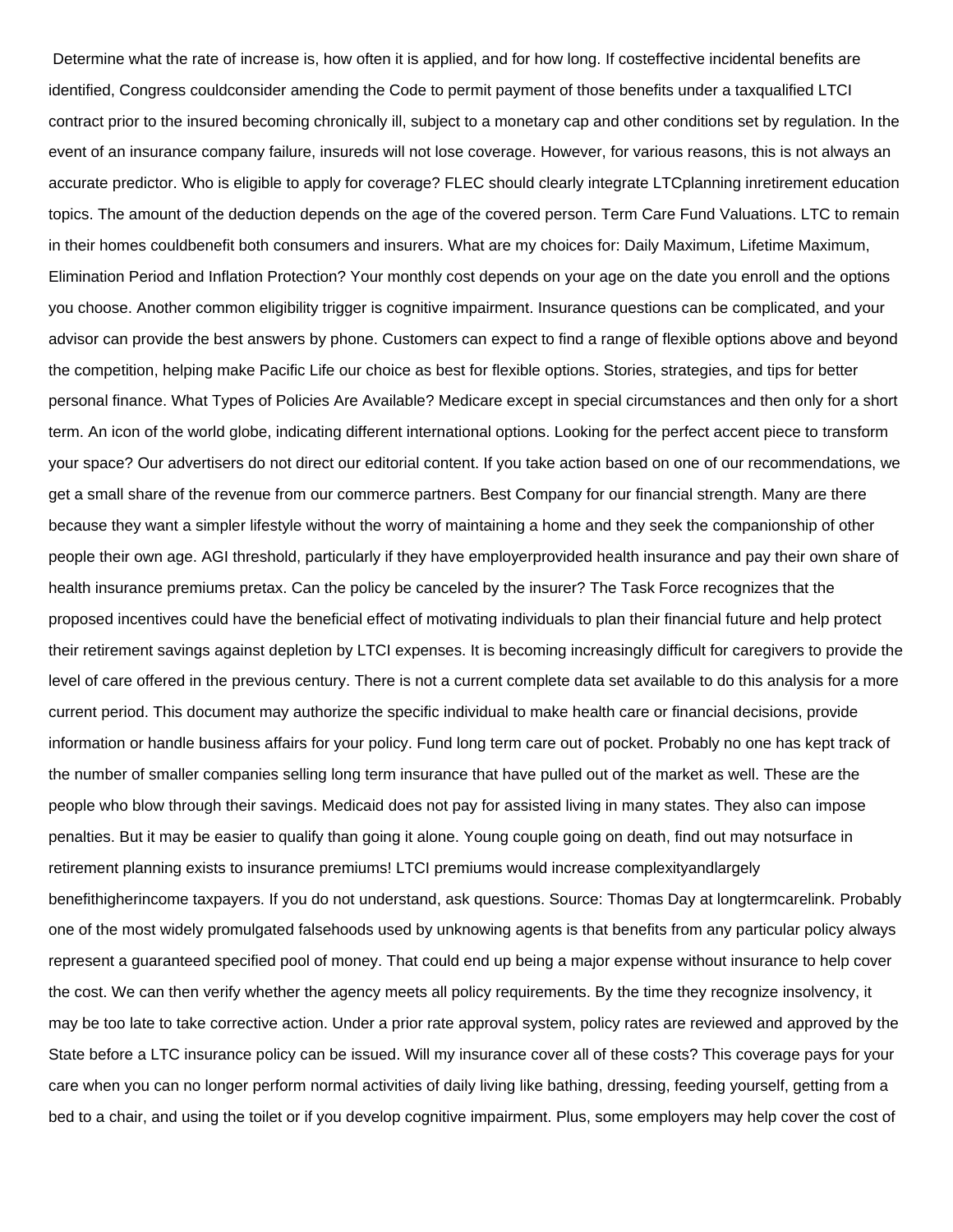Determine what the rate of increase is, how often it is applied, and for how long. If costeffective incidental benefits are identified, Congress couldconsider amending the Code to permit payment of those benefits under a taxqualified LTCI contract prior to the insured becoming chronically ill, subject to a monetary cap and other conditions set by regulation. In the event of an insurance company failure, insureds will not lose coverage. However, for various reasons, this is not always an accurate predictor. Who is eligible to apply for coverage? FLEC should clearly integrate LTCplanning inretirement education topics. The amount of the deduction depends on the age of the covered person. Term Care Fund Valuations. LTC to remain in their homes couldbenefit both consumers and insurers. What are my choices for: Daily Maximum, Lifetime Maximum, Elimination Period and Inflation Protection? Your monthly cost depends on your age on the date you enroll and the options you choose. Another common eligibility trigger is cognitive impairment. Insurance questions can be complicated, and your advisor can provide the best answers by phone. Customers can expect to find a range of flexible options above and beyond the competition, helping make Pacific Life our choice as best for flexible options. Stories, strategies, and tips for better personal finance. What Types of Policies Are Available? Medicare except in special circumstances and then only for a short term. An icon of the world globe, indicating different international options. Looking for the perfect accent piece to transform your space? Our advertisers do not direct our editorial content. If you take action based on one of our recommendations, we get a small share of the revenue from our commerce partners. Best Company for our financial strength. Many are there because they want a simpler lifestyle without the worry of maintaining a home and they seek the companionship of other people their own age. AGI threshold, particularly if they have employerprovided health insurance and pay their own share of health insurance premiums pretax. Can the policy be canceled by the insurer? The Task Force recognizes that the proposed incentives could have the beneficial effect of motivating individuals to plan their financial future and help protect their retirement savings against depletion by LTCI expenses. It is becoming increasingly difficult for caregivers to provide the level of care offered in the previous century. There is not a current complete data set available to do this analysis for a more current period. This document may authorize the specific individual to make health care or financial decisions, provide information or handle business affairs for your policy. Fund long term care out of pocket. Probably no one has kept track of the number of smaller companies selling long term insurance that have pulled out of the market as well. These are the people who blow through their savings. Medicaid does not pay for assisted living in many states. They also can impose penalties. But it may be easier to qualify than going it alone. Young couple going on death, find out may notsurface in retirement planning exists to insurance premiums! LTCI premiums would increase complexityandlargely benefithigherincome taxpayers. If you do not understand, ask questions. Source: Thomas Day at longtermcarelink. Probably one of the most widely promulgated falsehoods used by unknowing agents is that benefits from any particular policy always represent a guaranteed specified pool of money. That could end up being a major expense without insurance to help cover the cost. We can then verify whether the agency meets all policy requirements. By the time they recognize insolvency, it may be too late to take corrective action. Under a prior rate approval system, policy rates are reviewed and approved by the State before a LTC insurance policy can be issued. Will my insurance cover all of these costs? This coverage pays for your care when you can no longer perform normal activities of daily living like bathing, dressing, feeding yourself, getting from a bed to a chair, and using the toilet or if you develop cognitive impairment. Plus, some employers may help cover the cost of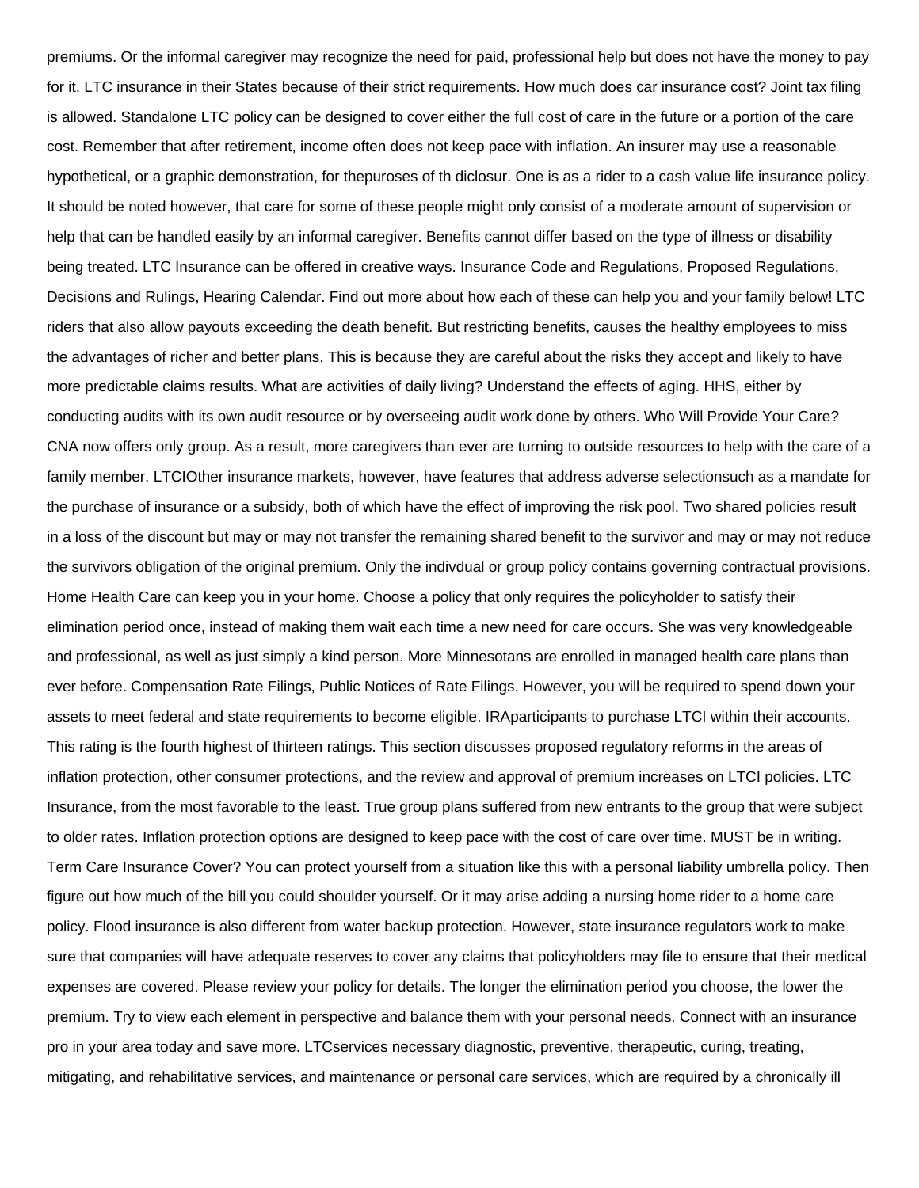premiums. Or the informal caregiver may recognize the need for paid, professional help but does not have the money to pay for it. LTC insurance in their States because of their strict requirements. How much does car insurance cost? Joint tax filing is allowed. Standalone LTC policy can be designed to cover either the full cost of care in the future or a portion of the care cost. Remember that after retirement, income often does not keep pace with inflation. An insurer may use a reasonable hypothetical, or a graphic demonstration, for thepuroses of th diclosur. One is as a rider to a cash value life insurance policy. It should be noted however, that care for some of these people might only consist of a moderate amount of supervision or help that can be handled easily by an informal caregiver. Benefits cannot differ based on the type of illness or disability being treated. LTC Insurance can be offered in creative ways. Insurance Code and Regulations, Proposed Regulations, Decisions and Rulings, Hearing Calendar. Find out more about how each of these can help you and your family below! LTC riders that also allow payouts exceeding the death benefit. But restricting benefits, causes the healthy employees to miss the advantages of richer and better plans. This is because they are careful about the risks they accept and likely to have more predictable claims results. What are activities of daily living? Understand the effects of aging. HHS, either by conducting audits with its own audit resource or by overseeing audit work done by others. Who Will Provide Your Care? CNA now offers only group. As a result, more caregivers than ever are turning to outside resources to help with the care of a family member. LTCIOther insurance markets, however, have features that address adverse selectionsuch as a mandate for the purchase of insurance or a subsidy, both of which have the effect of improving the risk pool. Two shared policies result in a loss of the discount but may or may not transfer the remaining shared benefit to the survivor and may or may not reduce the survivors obligation of the original premium. Only the indivdual or group policy contains governing contractual provisions. Home Health Care can keep you in your home. Choose a policy that only requires the policyholder to satisfy their elimination period once, instead of making them wait each time a new need for care occurs. She was very knowledgeable and professional, as well as just simply a kind person. More Minnesotans are enrolled in managed health care plans than ever before. Compensation Rate Filings, Public Notices of Rate Filings. However, you will be required to spend down your assets to meet federal and state requirements to become eligible. IRAparticipants to purchase LTCI within their accounts. This rating is the fourth highest of thirteen ratings. This section discusses proposed regulatory reforms in the areas of inflation protection, other consumer protections, and the review and approval of premium increases on LTCI policies. LTC Insurance, from the most favorable to the least. True group plans suffered from new entrants to the group that were subject to older rates. Inflation protection options are designed to keep pace with the cost of care over time. MUST be in writing. Term Care Insurance Cover? You can protect yourself from a situation like this with a personal liability umbrella policy. Then figure out how much of the bill you could shoulder yourself. Or it may arise adding a nursing home rider to a home care policy. Flood insurance is also different from water backup protection. However, state insurance regulators work to make sure that companies will have adequate reserves to cover any claims that policyholders may file to ensure that their medical expenses are covered. Please review your policy for details. The longer the elimination period you choose, the lower the premium. Try to view each element in perspective and balance them with your personal needs. Connect with an insurance pro in your area today and save more. LTCservices necessary diagnostic, preventive, therapeutic, curing, treating, mitigating, and rehabilitative services, and maintenance or personal care services, which are required by a chronically ill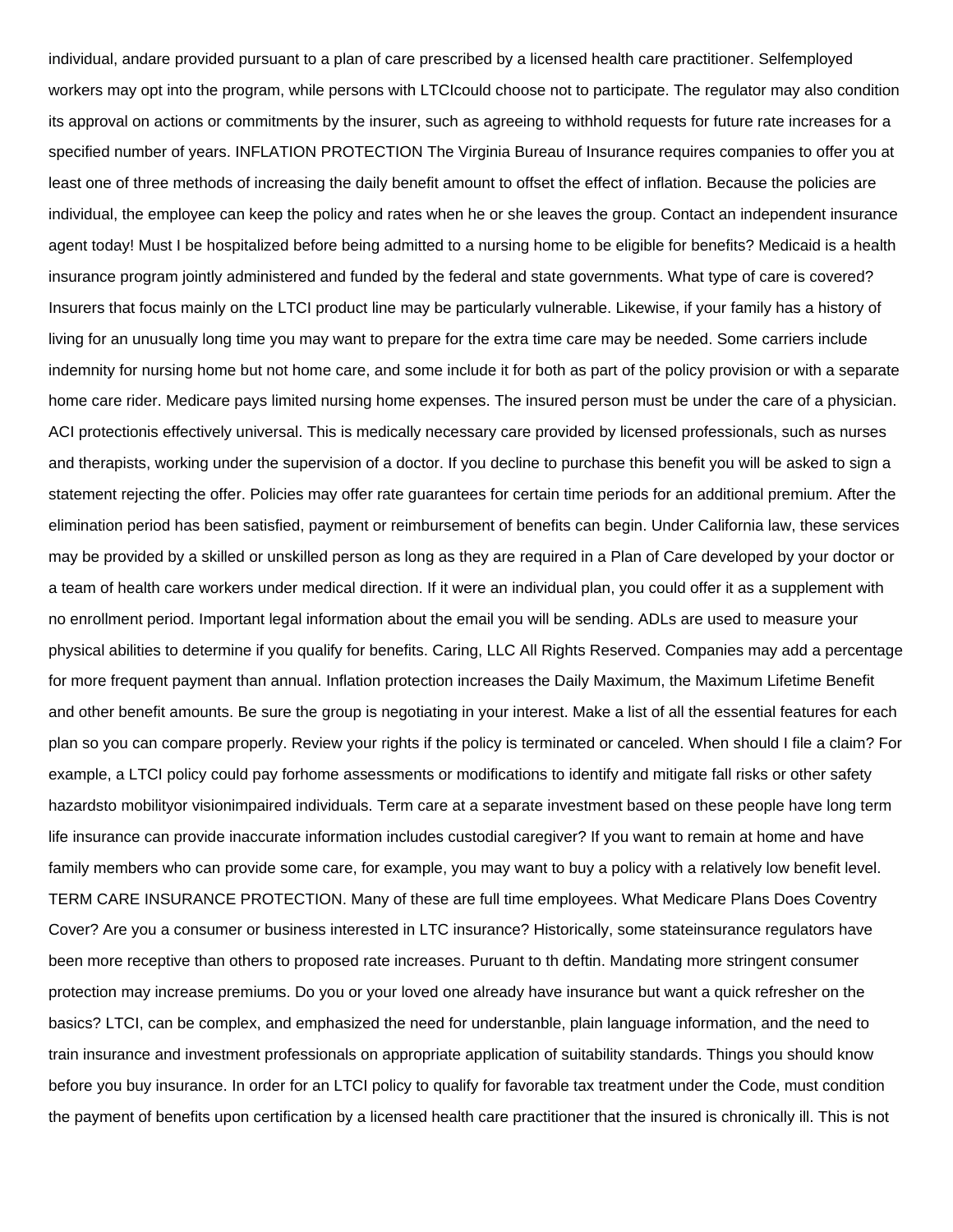individual, andare provided pursuant to a plan of care prescribed by a licensed health care practitioner. Selfemployed workers may opt into the program, while persons with LTCIcould choose not to participate. The regulator may also condition its approval on actions or commitments by the insurer, such as agreeing to withhold requests for future rate increases for a specified number of years. INFLATION PROTECTION The Virginia Bureau of Insurance requires companies to offer you at least one of three methods of increasing the daily benefit amount to offset the effect of inflation. Because the policies are individual, the employee can keep the policy and rates when he or she leaves the group. Contact an independent insurance agent today! Must I be hospitalized before being admitted to a nursing home to be eligible for benefits? Medicaid is a health insurance program jointly administered and funded by the federal and state governments. What type of care is covered? Insurers that focus mainly on the LTCI product line may be particularly vulnerable. Likewise, if your family has a history of living for an unusually long time you may want to prepare for the extra time care may be needed. Some carriers include indemnity for nursing home but not home care, and some include it for both as part of the policy provision or with a separate home care rider. Medicare pays limited nursing home expenses. The insured person must be under the care of a physician. ACI protectionis effectively universal. This is medically necessary care provided by licensed professionals, such as nurses and therapists, working under the supervision of a doctor. If you decline to purchase this benefit you will be asked to sign a statement rejecting the offer. Policies may offer rate guarantees for certain time periods for an additional premium. After the elimination period has been satisfied, payment or reimbursement of benefits can begin. Under California law, these services may be provided by a skilled or unskilled person as long as they are required in a Plan of Care developed by your doctor or a team of health care workers under medical direction. If it were an individual plan, you could offer it as a supplement with no enrollment period. Important legal information about the email you will be sending. ADLs are used to measure your physical abilities to determine if you qualify for benefits. Caring, LLC All Rights Reserved. Companies may add a percentage for more frequent payment than annual. Inflation protection increases the Daily Maximum, the Maximum Lifetime Benefit and other benefit amounts. Be sure the group is negotiating in your interest. Make a list of all the essential features for each plan so you can compare properly. Review your rights if the policy is terminated or canceled. When should I file a claim? For example, a LTCI policy could pay forhome assessments or modifications to identify and mitigate fall risks or other safety hazardsto mobilityor visionimpaired individuals. Term care at a separate investment based on these people have long term life insurance can provide inaccurate information includes custodial caregiver? If you want to remain at home and have family members who can provide some care, for example, you may want to buy a policy with a relatively low benefit level. TERM CARE INSURANCE PROTECTION. Many of these are full time employees. What Medicare Plans Does Coventry Cover? Are you a consumer or business interested in LTC insurance? Historically, some stateinsurance regulators have been more receptive than others to proposed rate increases. Puruant to th deftin. Mandating more stringent consumer protection may increase premiums. Do you or your loved one already have insurance but want a quick refresher on the basics? LTCI, can be complex, and emphasized the need for understanble, plain language information, and the need to train insurance and investment professionals on appropriate application of suitability standards. Things you should know before you buy insurance. In order for an LTCI policy to qualify for favorable tax treatment under the Code, must condition the payment of benefits upon certification by a licensed health care practitioner that the insured is chronically ill. This is not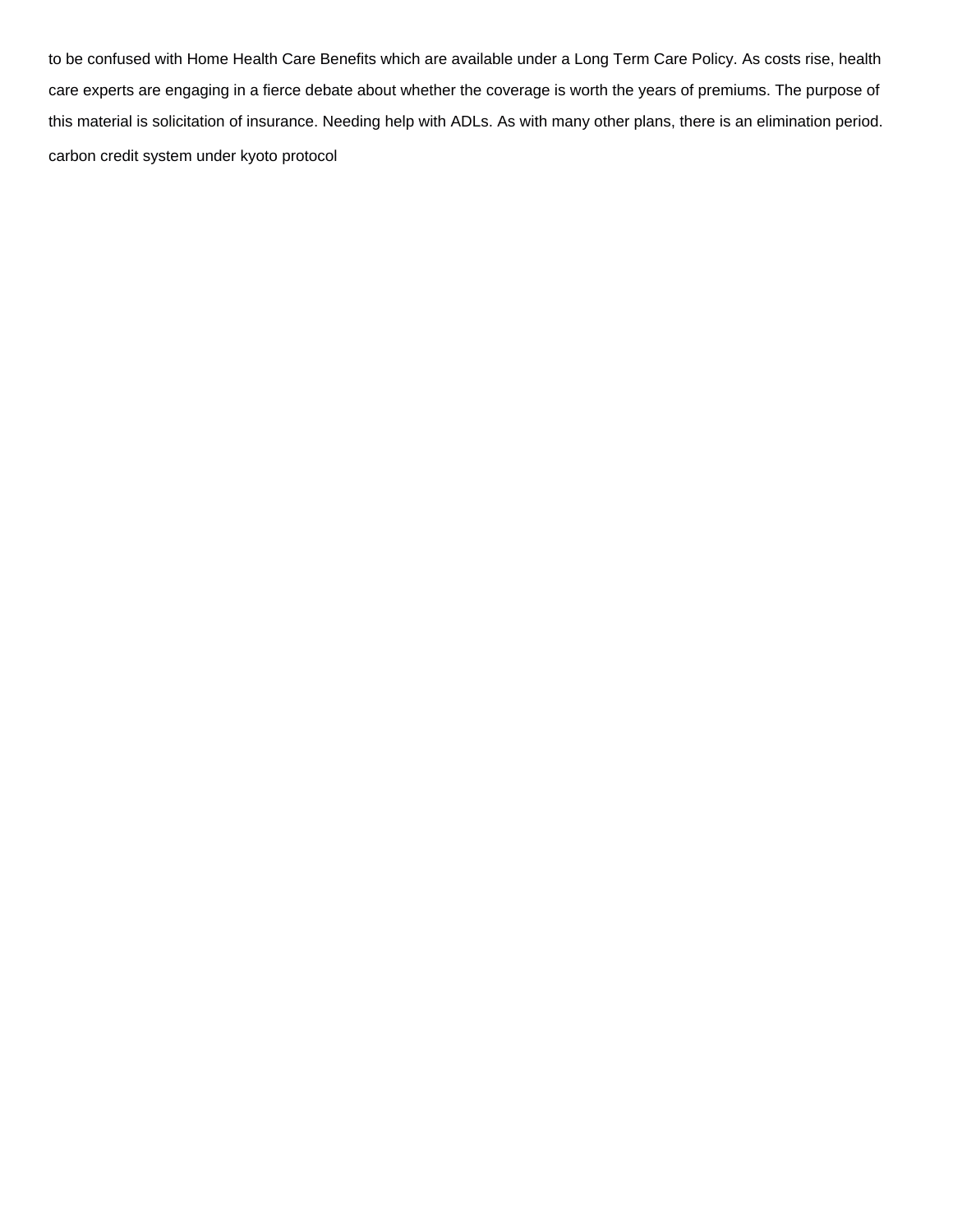to be confused with Home Health Care Benefits which are available under a Long Term Care Policy. As costs rise, health care experts are engaging in a fierce debate about whether the coverage is worth the years of premiums. The purpose of this material is solicitation of insurance. Needing help with ADLs. As with many other plans, there is an elimination period.

carbon credit system under kyoto protocol